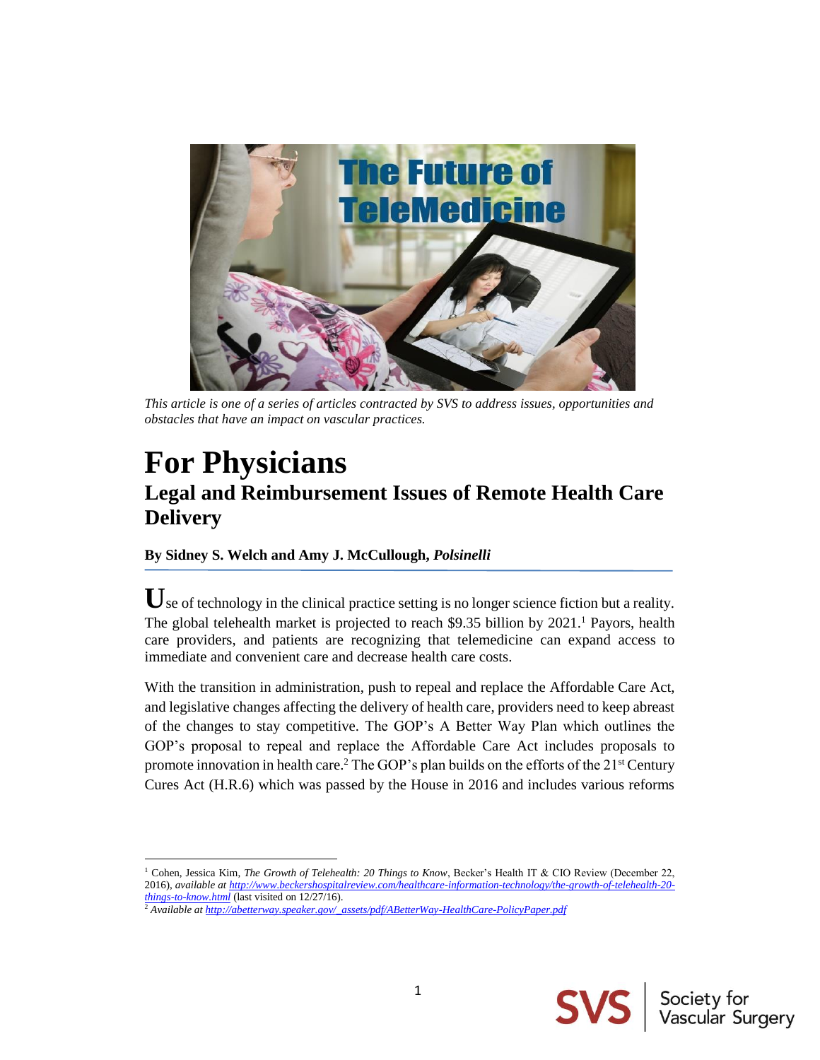*This article is one of a series of articles contracted by SVS to address issues, opportunities and obstacles that have an impact on vascular practices.*

# For Physicians

## Legal and Reimbursement Issues of Remote Health Care Delivery

**By Sidney S. Welch and Amy J. McCullough, *Polsinelli***

Use of technology in the clinical practice setting is no longer science fiction but a reality. The global telehealth market is projected to reach $9.35 billion by 2021.[1] Payors, health care providers, and patients are recognizing that telemedicine can expand access to immediate and convenient care and decrease health care costs.

With the transition in administration, push to repeal and replace the Affordable Care Act, and legislative changes affecting the delivery of health care, providers need to keep abreast of the changes to stay competitive. The GOP's A Better Way Plan which outlines the GOP's proposal to repeal and replace the Affordable Care Act includes proposals to promote innovation in health care.[2] The GOP's plan builds on the efforts of the 21st Century Cures Act (H.R.6) which was passed by the House in 2016 and includes various reforms

---

[1] Cohen, Jessica Kim, *The Growth of Telehealth: 20 Things to Know*, Becker's Health IT & CIO Review (December 22, 2016), *available at* http://www.beckershospitalreview.com/healthcare-information-technology/the-growth-of-telehealth-20-things-to-know.html (last visited on 12/27/16).

[2] *Available at* http://abetterway.speaker.gov/_assets/pdf/ABetterWay-HealthCare-PolicyPaper.pdf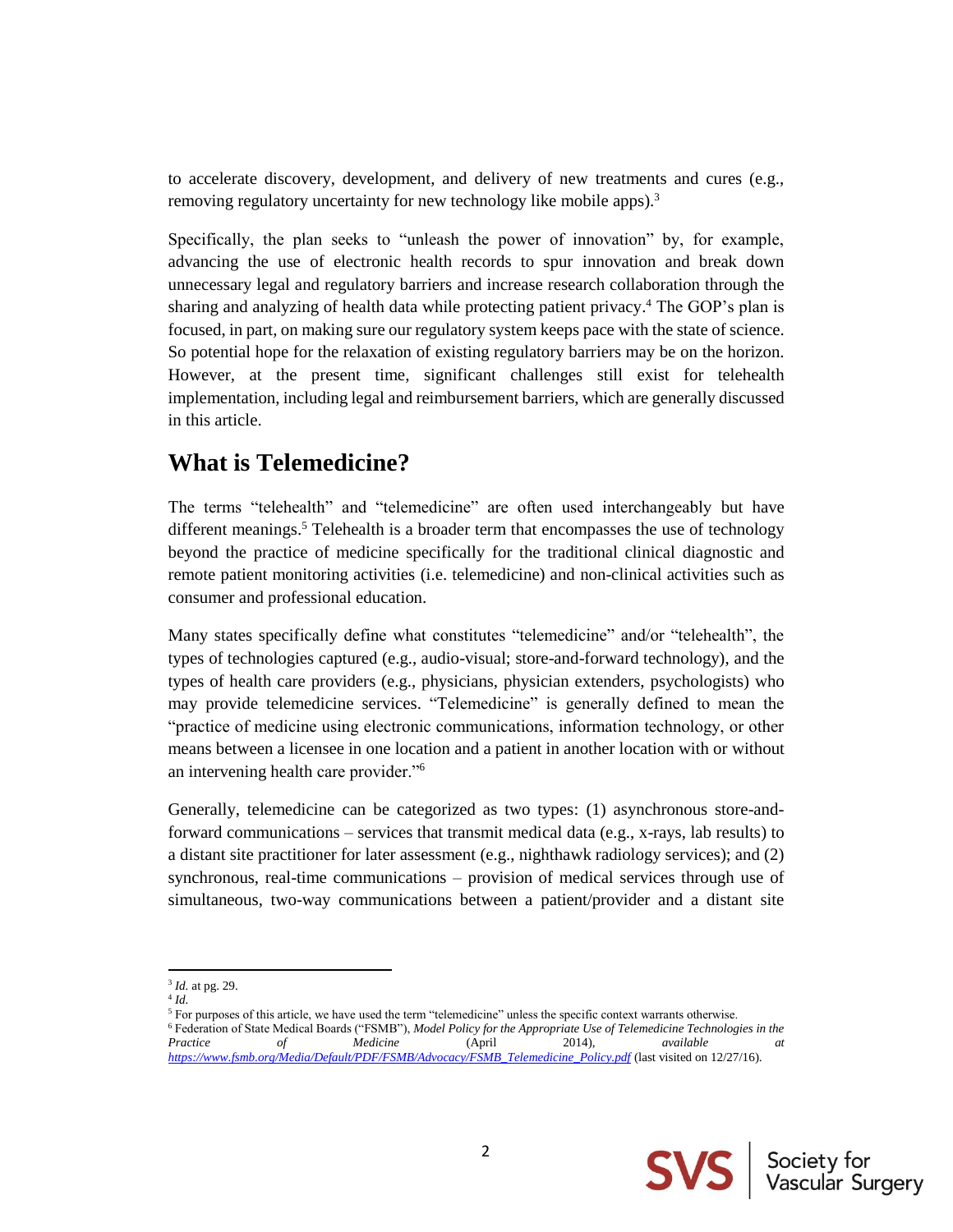to accelerate discovery, development, and delivery of new treatments and cures (e.g., removing regulatory uncertainty for new technology like mobile apps).[3]

Specifically, the plan seeks to "unleash the power of innovation" by, for example, advancing the use of electronic health records to spur innovation and break down unnecessary legal and regulatory barriers and increase research collaboration through the sharing and analyzing of health data while protecting patient privacy.[4] The GOP's plan is focused, in part, on making sure our regulatory system keeps pace with the state of science. So potential hope for the relaxation of existing regulatory barriers may be on the horizon. However, at the present time, significant challenges still exist for telehealth implementation, including legal and reimbursement barriers, which are generally discussed in this article.

## What is Telemedicine?

The terms "telehealth" and "telemedicine" are often used interchangeably but have different meanings.[5] Telehealth is a broader term that encompasses the use of technology beyond the practice of medicine specifically for the traditional clinical diagnostic and remote patient monitoring activities (i.e. telemedicine) and non-clinical activities such as consumer and professional education.

Many states specifically define what constitutes "telemedicine" and/or "telehealth", the types of technologies captured (e.g., audio-visual; store-and-forward technology), and the types of health care providers (e.g., physicians, physician extenders, psychologists) who may provide telemedicine services. "Telemedicine" is generally defined to mean the "practice of medicine using electronic communications, information technology, or other means between a licensee in one location and a patient in another location with or without an intervening health care provider."[6]

Generally, telemedicine can be categorized as two types: (1) asynchronous store-and-forward communications – services that transmit medical data (e.g., x-rays, lab results) to a distant site practitioner for later assessment (e.g., nighthawk radiology services); and (2) synchronous, real-time communications – provision of medical services through use of simultaneous, two-way communications between a patient/provider and a distant site

---

[3] *Id.* at pg. 29.

[4] *Id.*

[5] For purposes of this article, we have used the term "telemedicine" unless the specific context warrants otherwise.

[6] Federation of State Medical Boards ("FSMB"), *Model Policy for the Appropriate Use of Telemedicine Technologies in the Practice of Medicine* (April 2014), *available at* https://www.fsmb.org/Media/Default/PDF/FSMB/Advocacy/FSMB_Telemedicine_Policy.pdf (last visited on 12/27/16).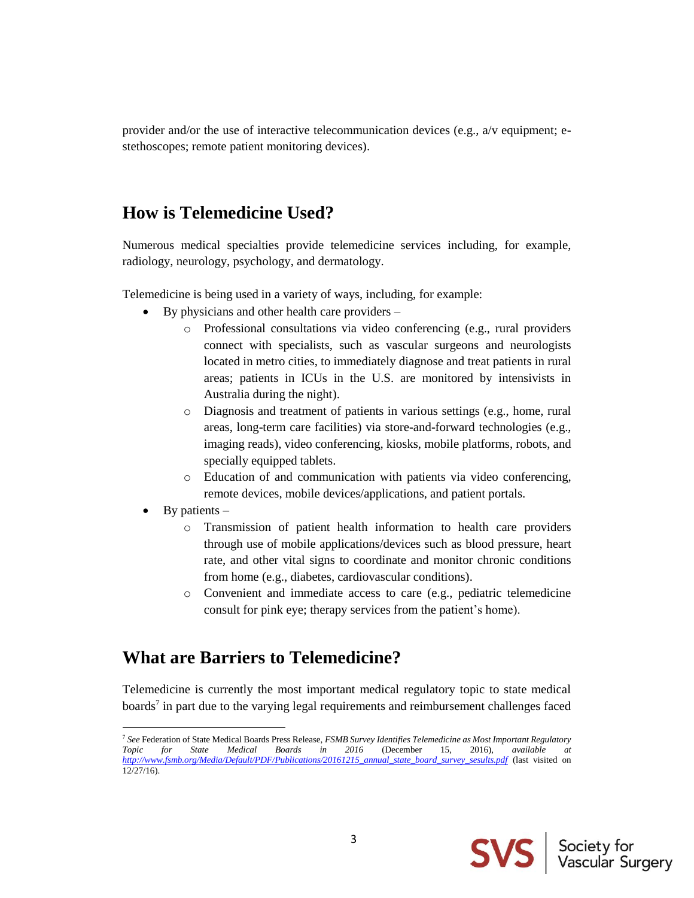provider and/or the use of interactive telecommunication devices (e.g., a/v equipment; e-stethoscopes; remote patient monitoring devices).

## How is Telemedicine Used?

Numerous medical specialties provide telemedicine services including, for example, radiology, neurology, psychology, and dermatology.

Telemedicine is being used in a variety of ways, including, for example:

- By physicians and other health care providers –
  - Professional consultations via video conferencing (e.g., rural providers connect with specialists, such as vascular surgeons and neurologists located in metro cities, to immediately diagnose and treat patients in rural areas; patients in ICUs in the U.S. are monitored by intensivists in Australia during the night).
  - Diagnosis and treatment of patients in various settings (e.g., home, rural areas, long-term care facilities) via store-and-forward technologies (e.g., imaging reads), video conferencing, kiosks, mobile platforms, robots, and specially equipped tablets.
  - Education of and communication with patients via video conferencing, remote devices, mobile devices/applications, and patient portals.
- By patients –
  - Transmission of patient health information to health care providers through use of mobile applications/devices such as blood pressure, heart rate, and other vital signs to coordinate and monitor chronic conditions from home (e.g., diabetes, cardiovascular conditions).
  - Convenient and immediate access to care (e.g., pediatric telemedicine consult for pink eye; therapy services from the patient's home).

## What are Barriers to Telemedicine?

Telemedicine is currently the most important medical regulatory topic to state medical boards[7] in part due to the varying legal requirements and reimbursement challenges faced

---

[7] *See* Federation of State Medical Boards Press Release, *FSMB Survey Identifies Telemedicine as Most Important Regulatory Topic for State Medical Boards in 2016* (December 15, 2016), *available at* *http://www.fsmb.org/Media/Default/PDF/Publications/20161215_annual_state_board_survey_sesults.pdf* (last visited on 12/27/16).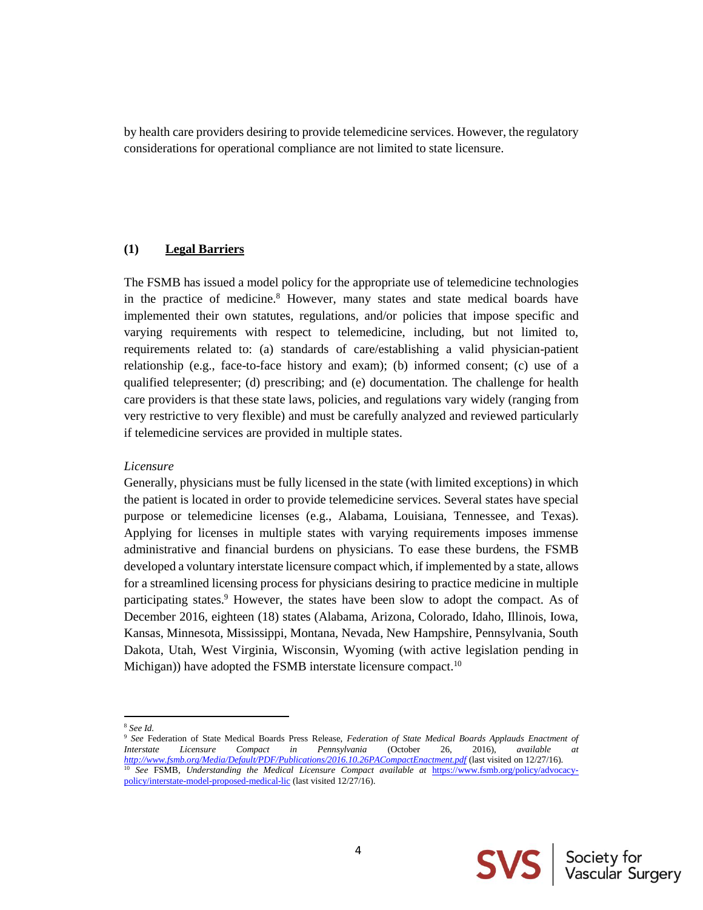by health care providers desiring to provide telemedicine services. However, the regulatory considerations for operational compliance are not limited to state licensure.

**(1) <u>Legal Barriers</u>**

The FSMB has issued a model policy for the appropriate use of telemedicine technologies in the practice of medicine.[8] However, many states and state medical boards have implemented their own statutes, regulations, and/or policies that impose specific and varying requirements with respect to telemedicine, including, but not limited to, requirements related to: (a) standards of care/establishing a valid physician-patient relationship (e.g., face-to-face history and exam); (b) informed consent; (c) use of a qualified telepresenter; (d) prescribing; and (e) documentation. The challenge for health care providers is that these state laws, policies, and regulations vary widely (ranging from very restrictive to very flexible) and must be carefully analyzed and reviewed particularly if telemedicine services are provided in multiple states.

*Licensure*

Generally, physicians must be fully licensed in the state (with limited exceptions) in which the patient is located in order to provide telemedicine services. Several states have special purpose or telemedicine licenses (e.g., Alabama, Louisiana, Tennessee, and Texas). Applying for licenses in multiple states with varying requirements imposes immense administrative and financial burdens on physicians. To ease these burdens, the FSMB developed a voluntary interstate licensure compact which, if implemented by a state, allows for a streamlined licensing process for physicians desiring to practice medicine in multiple participating states.[9] However, the states have been slow to adopt the compact. As of December 2016, eighteen (18) states (Alabama, Arizona, Colorado, Idaho, Illinois, Iowa, Kansas, Minnesota, Mississippi, Montana, Nevada, New Hampshire, Pennsylvania, South Dakota, Utah, West Virginia, Wisconsin, Wyoming (with active legislation pending in Michigan)) have adopted the FSMB interstate licensure compact.[10]

---

[8] *See Id.*

[9] *See* Federation of State Medical Boards Press Release, *Federation of State Medical Boards Applauds Enactment of Interstate Licensure Compact in Pennsylvania* (October 26, 2016), *available at* *http://www.fsmb.org/Media/Default/PDF/Publications/2016.10.26PACompactEnactment.pdf* (last visited on 12/27/16).

[10] *See* FSMB, *Understanding the Medical Licensure Compact available at* https://www.fsmb.org/policy/advocacy-policy/interstate-model-proposed-medical-lic (last visited 12/27/16).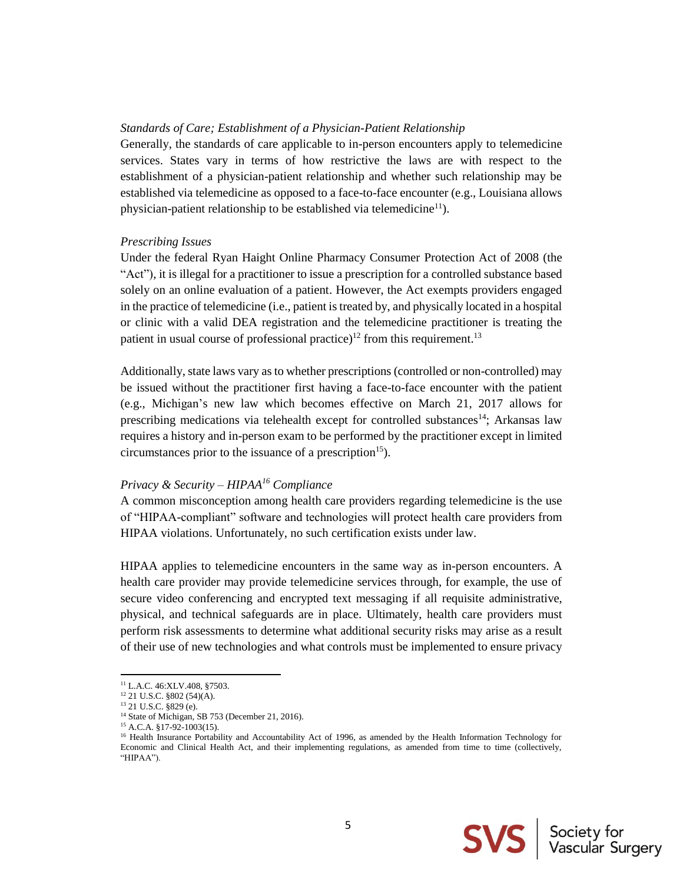*Standards of Care; Establishment of a Physician-Patient Relationship*

Generally, the standards of care applicable to in-person encounters apply to telemedicine services. States vary in terms of how restrictive the laws are with respect to the establishment of a physician-patient relationship and whether such relationship may be established via telemedicine as opposed to a face-to-face encounter (e.g., Louisiana allows physician-patient relationship to be established via telemedicine[11]).

*Prescribing Issues*

Under the federal Ryan Haight Online Pharmacy Consumer Protection Act of 2008 (the "Act"), it is illegal for a practitioner to issue a prescription for a controlled substance based solely on an online evaluation of a patient. However, the Act exempts providers engaged in the practice of telemedicine (i.e., patient is treated by, and physically located in a hospital or clinic with a valid DEA registration and the telemedicine practitioner is treating the patient in usual course of professional practice)[12] from this requirement.[13]

Additionally, state laws vary as to whether prescriptions (controlled or non-controlled) may be issued without the practitioner first having a face-to-face encounter with the patient (e.g., Michigan's new law which becomes effective on March 21, 2017 allows for prescribing medications via telehealth except for controlled substances[14]; Arkansas law requires a history and in-person exam to be performed by the practitioner except in limited circumstances prior to the issuance of a prescription[15]).

*Privacy & Security – HIPAA[16] Compliance*

A common misconception among health care providers regarding telemedicine is the use of "HIPAA-compliant" software and technologies will protect health care providers from HIPAA violations. Unfortunately, no such certification exists under law.

HIPAA applies to telemedicine encounters in the same way as in-person encounters. A health care provider may provide telemedicine services through, for example, the use of secure video conferencing and encrypted text messaging if all requisite administrative, physical, and technical safeguards are in place. Ultimately, health care providers must perform risk assessments to determine what additional security risks may arise as a result of their use of new technologies and what controls must be implemented to ensure privacy

---

[11] L.A.C. 46:XLV.408, §7503.

[12] 21 U.S.C. §802 (54)(A).

[13] 21 U.S.C. §829 (e).

[14] State of Michigan, SB 753 (December 21, 2016).

[15] A.C.A. §17-92-1003(15).

[16] Health Insurance Portability and Accountability Act of 1996, as amended by the Health Information Technology for Economic and Clinical Health Act, and their implementing regulations, as amended from time to time (collectively, "HIPAA").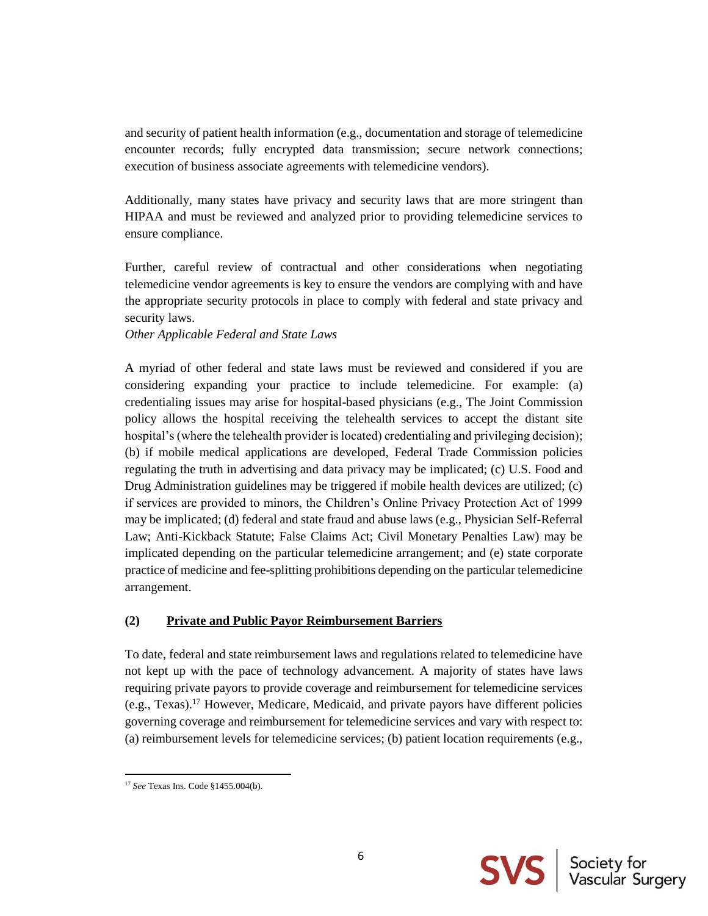and security of patient health information (e.g., documentation and storage of telemedicine encounter records; fully encrypted data transmission; secure network connections; execution of business associate agreements with telemedicine vendors).

Additionally, many states have privacy and security laws that are more stringent than HIPAA and must be reviewed and analyzed prior to providing telemedicine services to ensure compliance.

Further, careful review of contractual and other considerations when negotiating telemedicine vendor agreements is key to ensure the vendors are complying with and have the appropriate security protocols in place to comply with federal and state privacy and security laws.

*Other Applicable Federal and State Laws*

A myriad of other federal and state laws must be reviewed and considered if you are considering expanding your practice to include telemedicine. For example: (a) credentialing issues may arise for hospital-based physicians (e.g., The Joint Commission policy allows the hospital receiving the telehealth services to accept the distant site hospital's (where the telehealth provider is located) credentialing and privileging decision); (b) if mobile medical applications are developed, Federal Trade Commission policies regulating the truth in advertising and data privacy may be implicated; (c) U.S. Food and Drug Administration guidelines may be triggered if mobile health devices are utilized; (c) if services are provided to minors, the Children's Online Privacy Protection Act of 1999 may be implicated; (d) federal and state fraud and abuse laws (e.g., Physician Self-Referral Law; Anti-Kickback Statute; False Claims Act; Civil Monetary Penalties Law) may be implicated depending on the particular telemedicine arrangement; and (e) state corporate practice of medicine and fee-splitting prohibitions depending on the particular telemedicine arrangement.

**(2) <u>Private and Public Payor Reimbursement Barriers</u>**

To date, federal and state reimbursement laws and regulations related to telemedicine have not kept up with the pace of technology advancement. A majority of states have laws requiring private payors to provide coverage and reimbursement for telemedicine services (e.g., Texas).[17] However, Medicare, Medicaid, and private payors have different policies governing coverage and reimbursement for telemedicine services and vary with respect to: (a) reimbursement levels for telemedicine services; (b) patient location requirements (e.g.,

[17] *See* Texas Ins. Code §1455.004(b).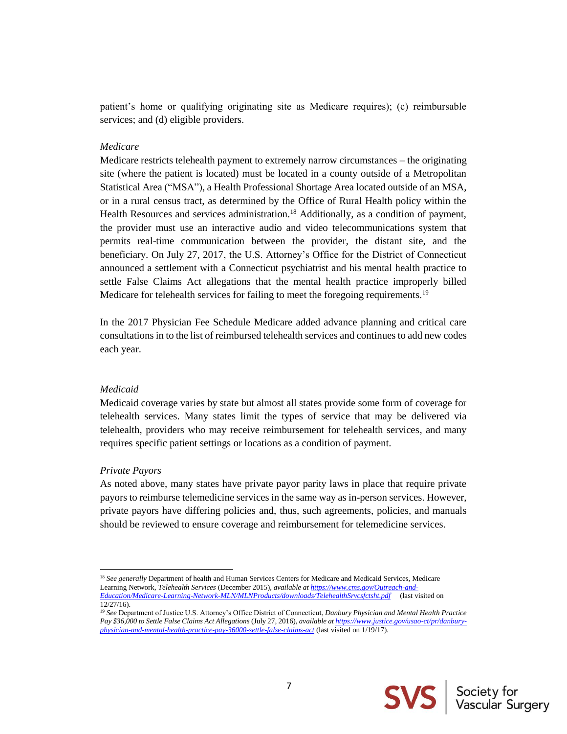patient's home or qualifying originating site as Medicare requires); (c) reimbursable services; and (d) eligible providers.

*Medicare*

Medicare restricts telehealth payment to extremely narrow circumstances – the originating site (where the patient is located) must be located in a county outside of a Metropolitan Statistical Area ("MSA"), a Health Professional Shortage Area located outside of an MSA, or in a rural census tract, as determined by the Office of Rural Health policy within the Health Resources and services administration.[18] Additionally, as a condition of payment, the provider must use an interactive audio and video telecommunications system that permits real-time communication between the provider, the distant site, and the beneficiary. On July 27, 2017, the U.S. Attorney's Office for the District of Connecticut announced a settlement with a Connecticut psychiatrist and his mental health practice to settle False Claims Act allegations that the mental health practice improperly billed Medicare for telehealth services for failing to meet the foregoing requirements.[19]

In the 2017 Physician Fee Schedule Medicare added advance planning and critical care consultations in to the list of reimbursed telehealth services and continues to add new codes each year.

*Medicaid*

Medicaid coverage varies by state but almost all states provide some form of coverage for telehealth services. Many states limit the types of service that may be delivered via telehealth, providers who may receive reimbursement for telehealth services, and many requires specific patient settings or locations as a condition of payment.

*Private Payors*

As noted above, many states have private payor parity laws in place that require private payors to reimburse telemedicine services in the same way as in-person services. However, private payors have differing policies and, thus, such agreements, policies, and manuals should be reviewed to ensure coverage and reimbursement for telemedicine services.

---

[18] *See generally* Department of health and Human Services Centers for Medicare and Medicaid Services, Medicare Learning Network, *Telehealth Services* (December 2015), *available at* https://www.cms.gov/Outreach-and-Education/Medicare-Learning-Network-MLN/MLNProducts/downloads/TelehealthSrvcsfctsht.pdf (last visited on 12/27/16).

[19] *See* Department of Justice U.S. Attorney's Office District of Connecticut, *Danbury Physician and Mental Health Practice Pay $36,000 to Settle False Claims Act Allegations* (July 27, 2016), *available at* https://www.justice.gov/usao-ct/pr/danbury-physician-and-mental-health-practice-pay-36000-settle-false-claims-act (last visited on 1/19/17).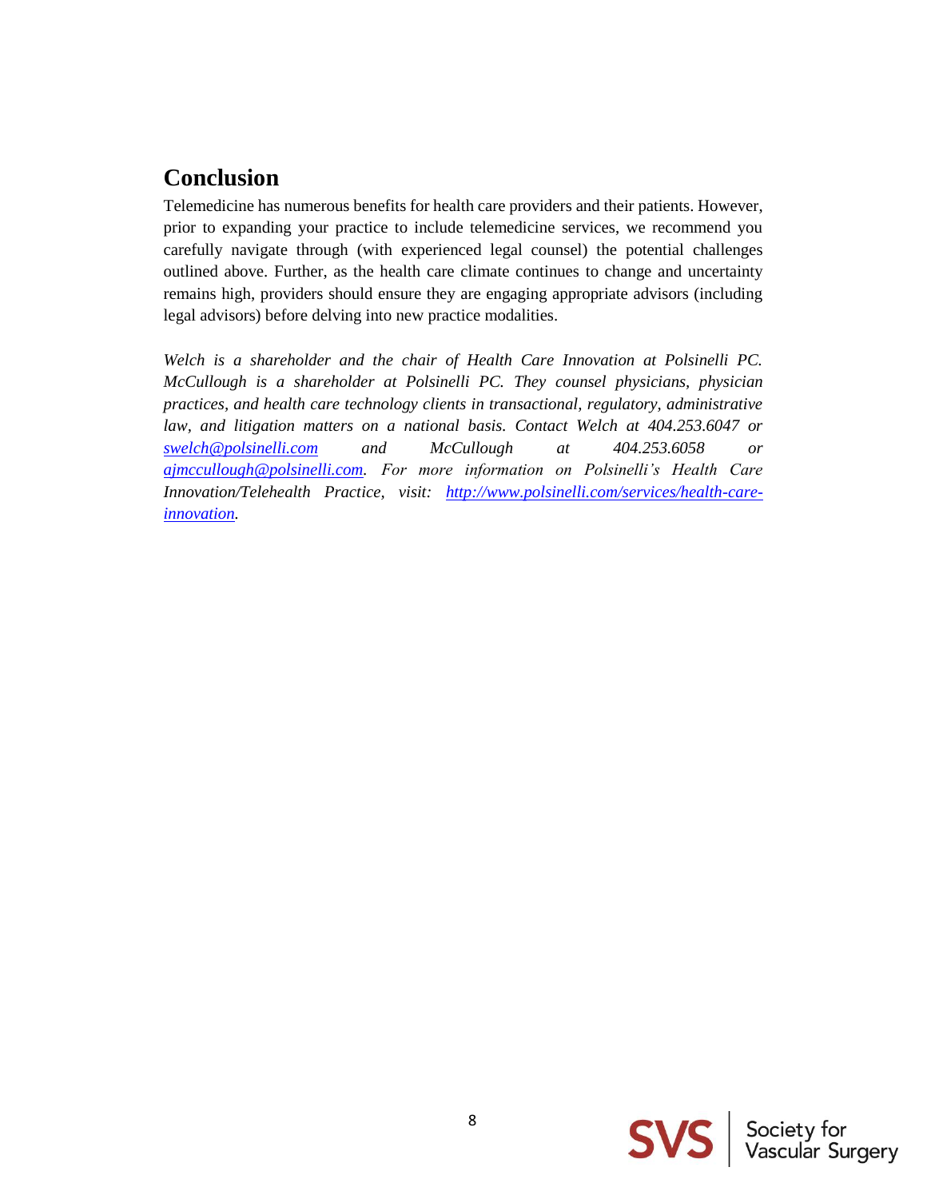## Conclusion

Telemedicine has numerous benefits for health care providers and their patients. However, prior to expanding your practice to include telemedicine services, we recommend you carefully navigate through (with experienced legal counsel) the potential challenges outlined above. Further, as the health care climate continues to change and uncertainty remains high, providers should ensure they are engaging appropriate advisors (including legal advisors) before delving into new practice modalities.

*Welch is a shareholder and the chair of Health Care Innovation at Polsinelli PC. McCullough is a shareholder at Polsinelli PC. They counsel physicians, physician practices, and health care technology clients in transactional, regulatory, administrative law, and litigation matters on a national basis. Contact Welch at 404.253.6047 or [swelch@polsinelli.com](mailto:swelch@polsinelli.com) and McCullough at 404.253.6058 or [ajmccullough@polsinelli.com](mailto:ajmccullough@polsinelli.com). For more information on Polsinelli's Health Care Innovation/Telehealth Practice, visit: [http://www.polsinelli.com/services/health-care-innovation](http://www.polsinelli.com/services/health-care-innovation).*